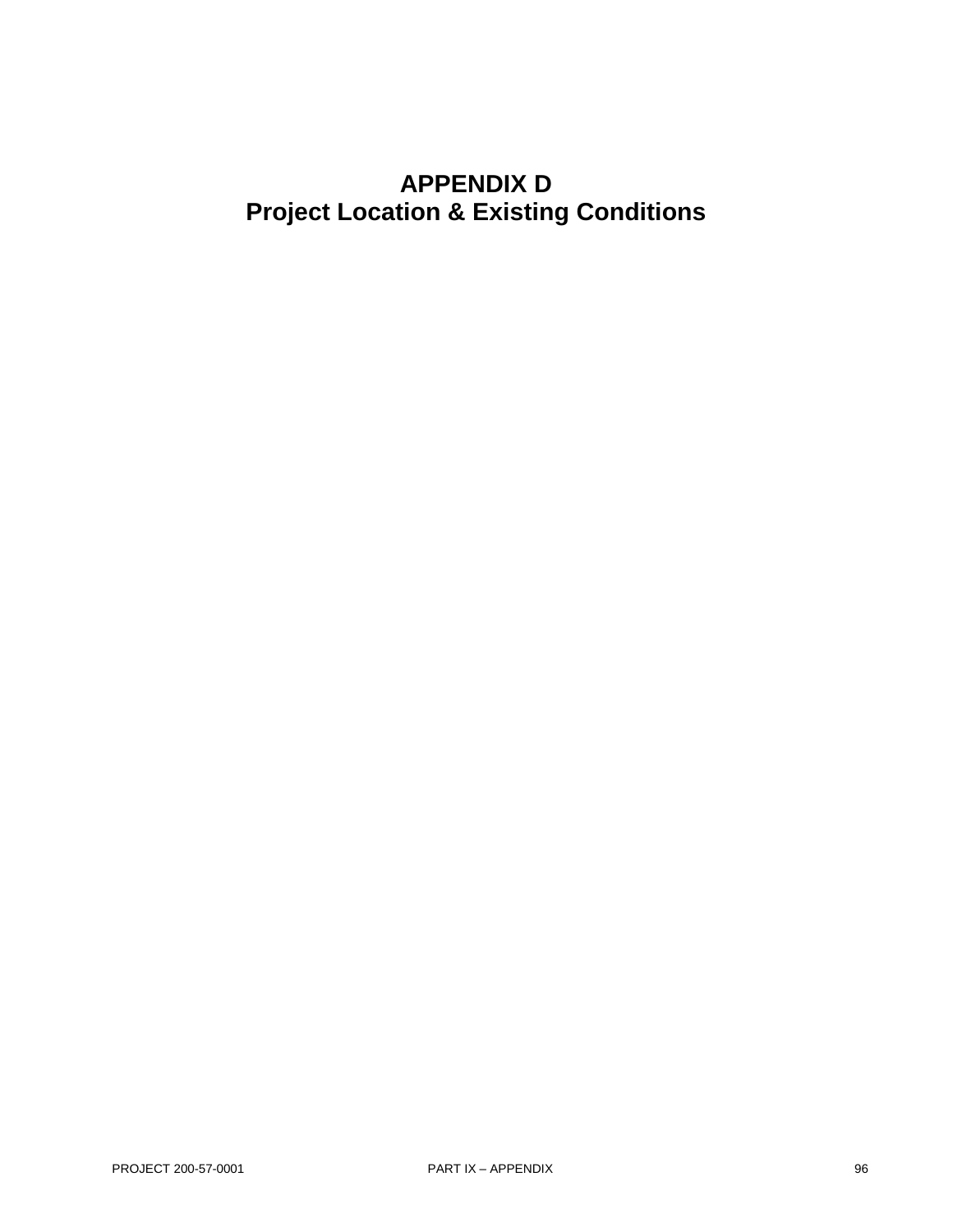# APPENDIX D
# Project Location & Existing Conditions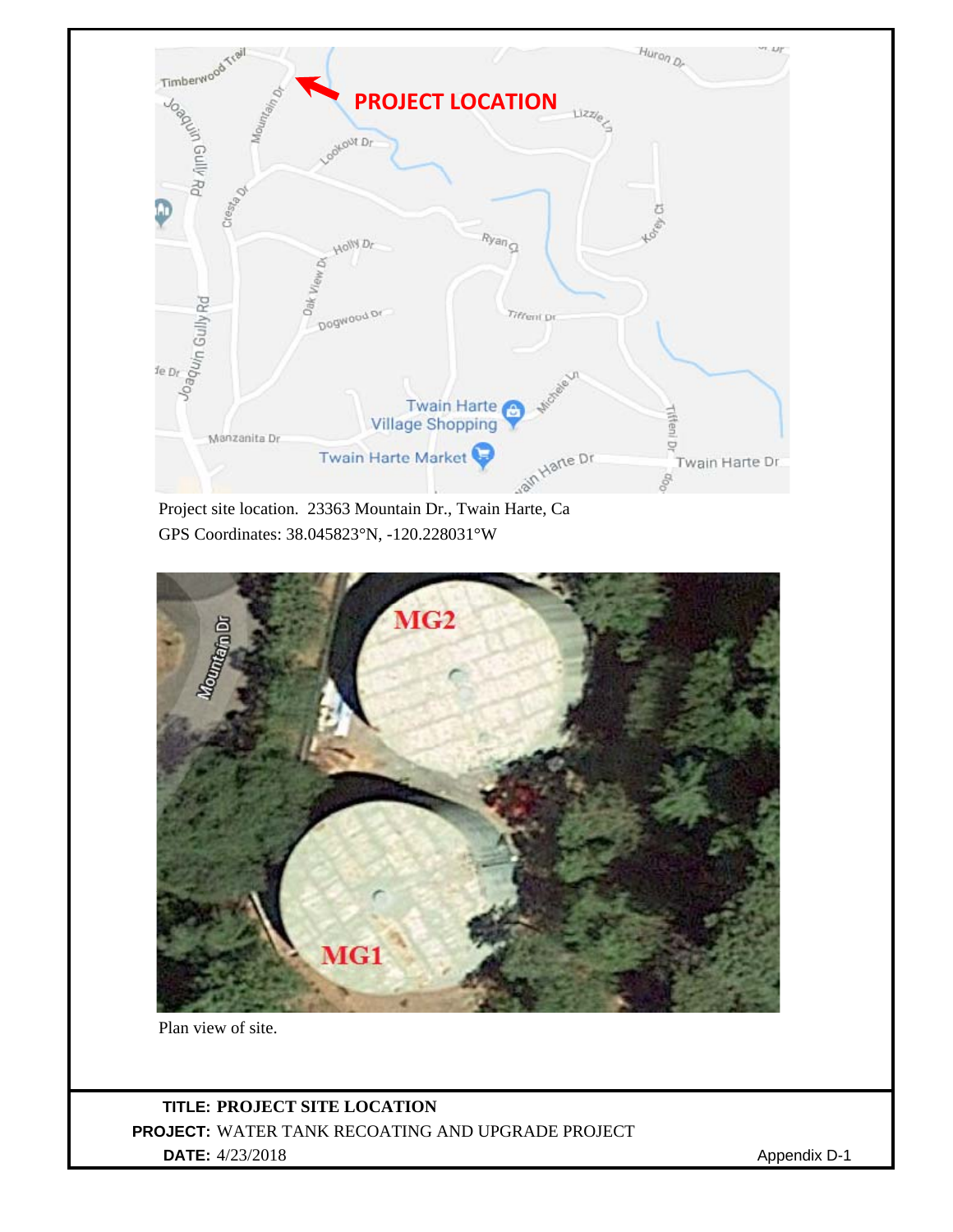Project site location. 23363 Mountain Dr., Twain Harte, Ca

GPS Coordinates: 38.045823°N, -120.228031°W

Plan view of site.

**TITLE:** **PROJECT SITE LOCATION**

**PROJECT:** WATER TANK RECOATING AND UPGRADE PROJECT

**DATE:** 4/23/2018

Appendix D-1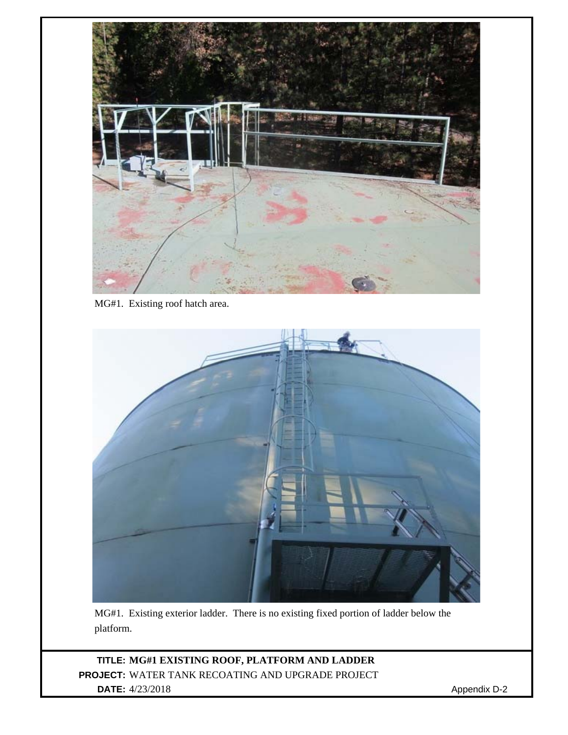MG#1. Existing roof hatch area.

MG#1. Existing exterior ladder. There is no existing fixed portion of ladder below the platform.

**TITLE:** **MG#1 EXISTING ROOF, PLATFORM AND LADDER**
**PROJECT:** WATER TANK RECOATING AND UPGRADE PROJECT
**DATE:** 4/23/2018

Appendix D-2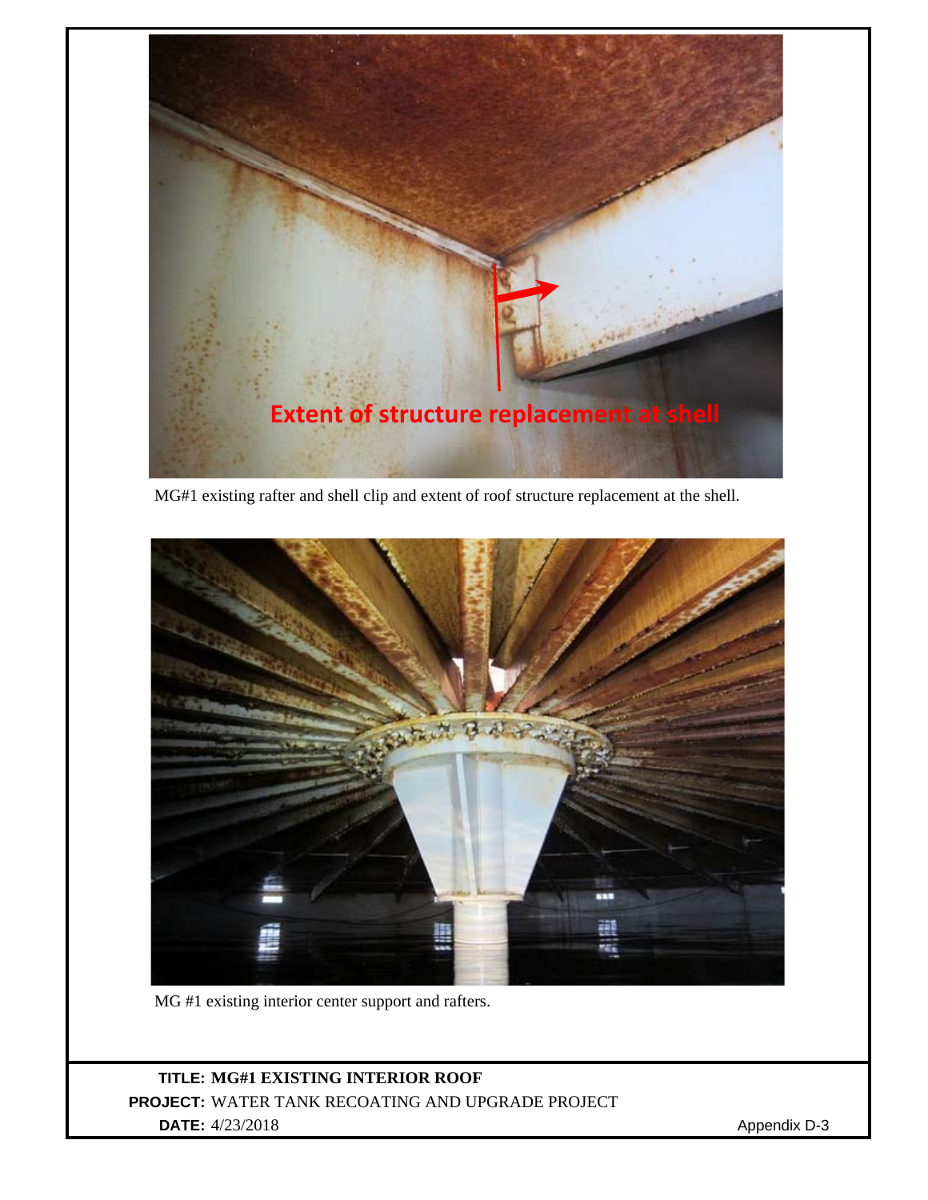MG#1 existing rafter and shell clip and extent of roof structure replacement at the shell.

MG #1 existing interior center support and rafters.

**TITLE:** **MG#1 EXISTING INTERIOR ROOF**

**PROJECT:** WATER TANK RECOATING AND UPGRADE PROJECT

**DATE:** 4/23/2018

Appendix D-3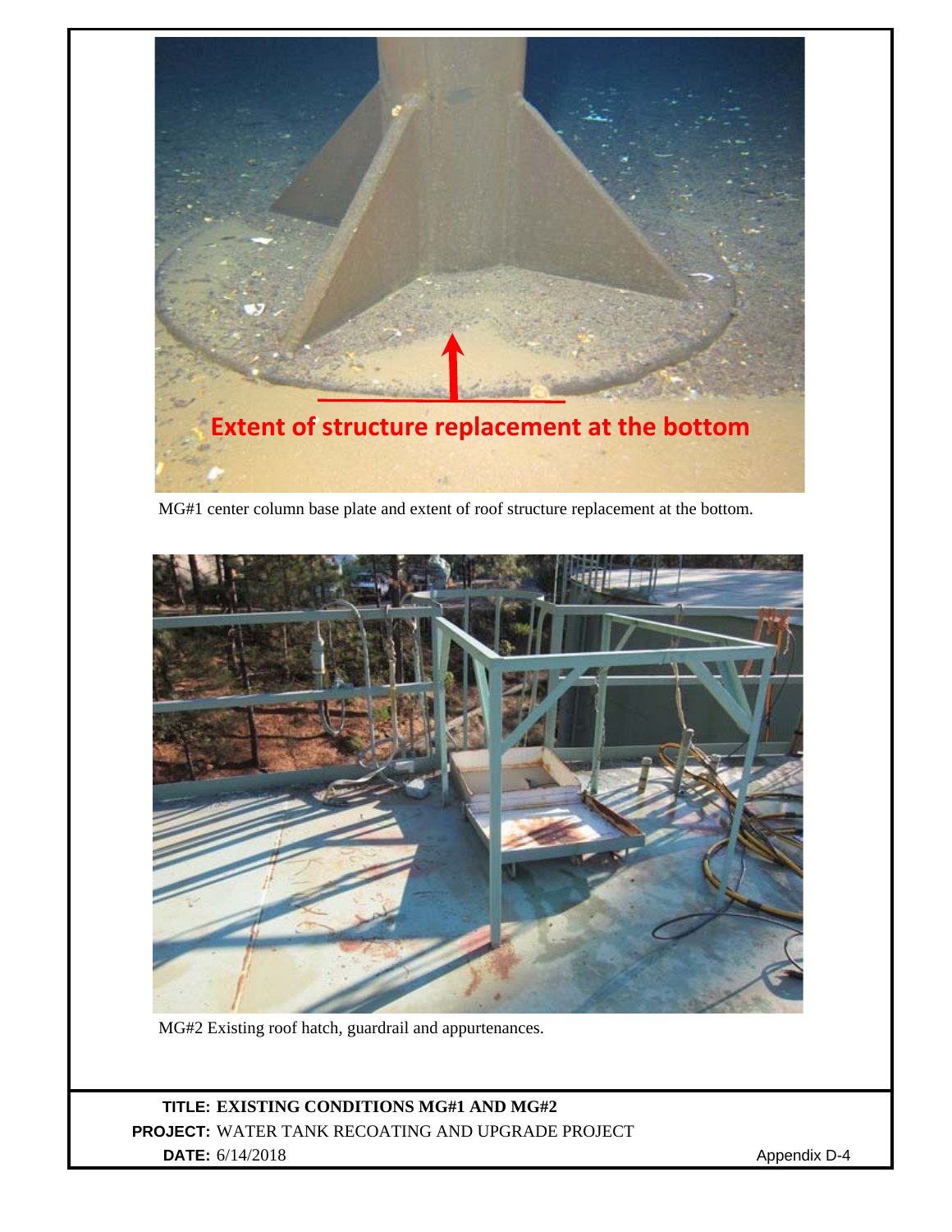MG#1 center column base plate and extent of roof structure replacement at the bottom.

MG#2 Existing roof hatch, guardrail and appurtenances.

**TITLE:** **EXISTING CONDITIONS MG#1 AND MG#2**
**PROJECT:** WATER TANK RECOATING AND UPGRADE PROJECT
**DATE:** 6/14/2018

Appendix D-4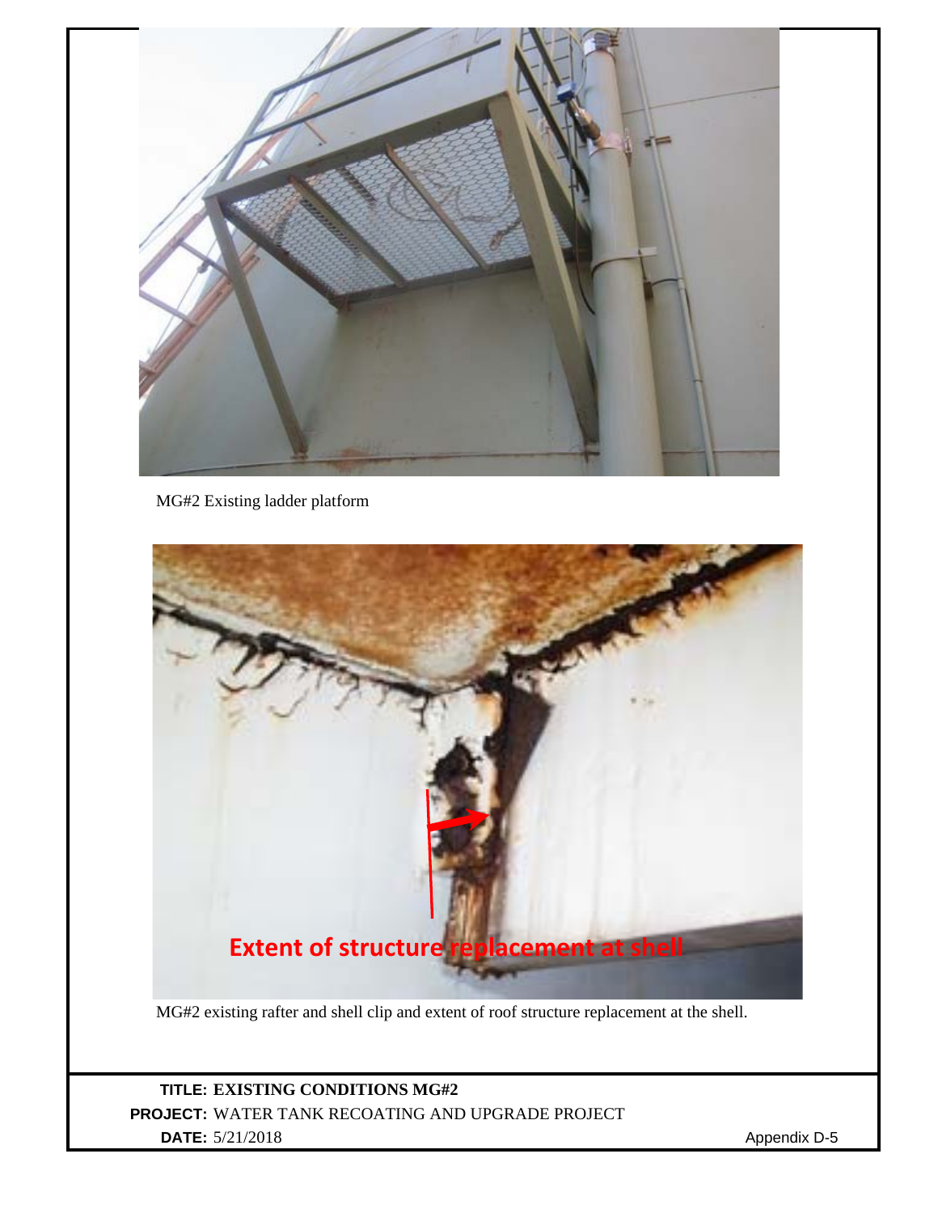MG#2 Existing ladder platform

MG#2 existing rafter and shell clip and extent of roof structure replacement at the shell.

**TITLE:** **EXISTING CONDITIONS MG#2**

**PROJECT:** WATER TANK RECOATING AND UPGRADE PROJECT

**DATE:** 5/21/2018

Appendix D-5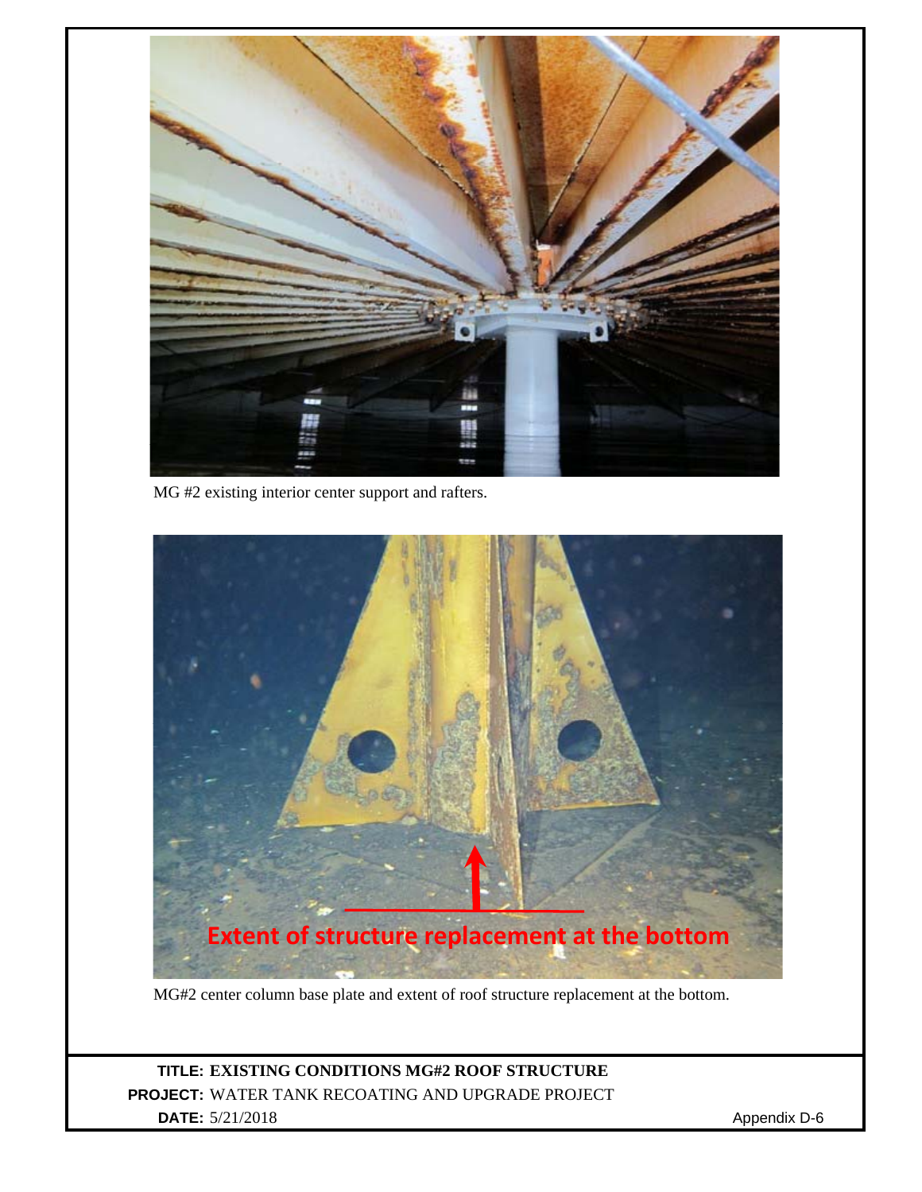MG #2 existing interior center support and rafters.

Extent of structure replacement at the bottom

MG#2 center column base plate and extent of roof structure replacement at the bottom.

**TITLE:** **EXISTING CONDITIONS MG#2 ROOF STRUCTURE**
**PROJECT:** WATER TANK RECOATING AND UPGRADE PROJECT
**DATE:** 5/21/2018

Appendix D-6